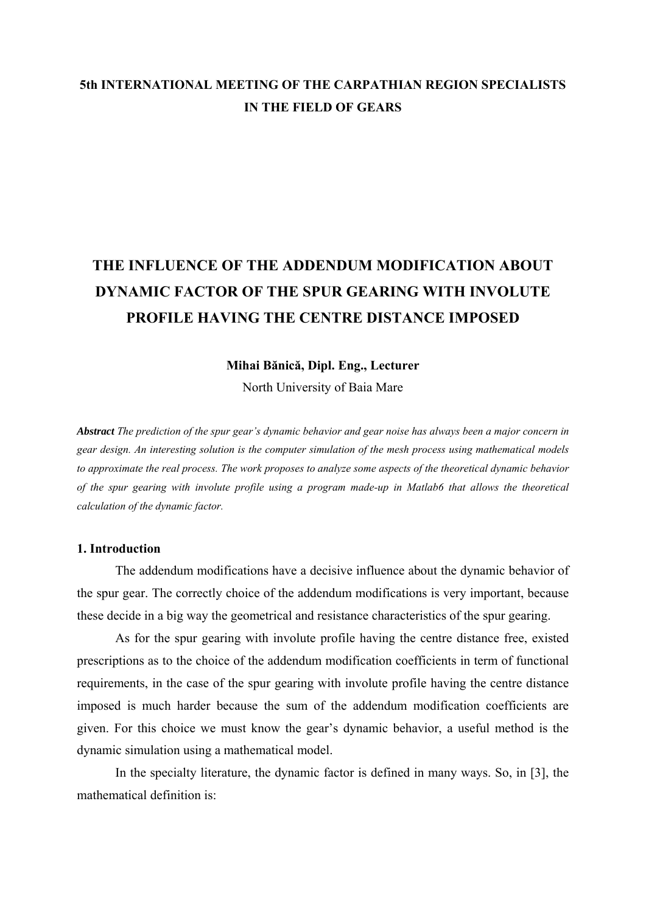**5th INTERNATIONAL MEETING OF THE CARPATHIAN REGION SPECIALISTS IN THE FIELD OF GEARS**

# THE INFLUENCE OF THE ADDENDUM MODIFICATION ABOUT DYNAMIC FACTOR OF THE SPUR GEARING WITH INVOLUTE PROFILE HAVING THE CENTRE DISTANCE IMPOSED

**Mihai Bănică, Dipl. Eng., Lecturer**
North University of Baia Mare

***Abstract*** *The prediction of the spur gear's dynamic behavior and gear noise has always been a major concern in gear design. An interesting solution is the computer simulation of the mesh process using mathematical models to approximate the real process. The work proposes to analyze some aspects of the theoretical dynamic behavior of the spur gearing with involute profile using a program made-up in Matlab6 that allows the theoretical calculation of the dynamic factor.*

## 1. Introduction

The addendum modifications have a decisive influence about the dynamic behavior of the spur gear. The correctly choice of the addendum modifications is very important, because these decide in a big way the geometrical and resistance characteristics of the spur gearing.

As for the spur gearing with involute profile having the centre distance free, existed prescriptions as to the choice of the addendum modification coefficients in term of functional requirements, in the case of the spur gearing with involute profile having the centre distance imposed is much harder because the sum of the addendum modification coefficients are given. For this choice we must know the gear's dynamic behavior, a useful method is the dynamic simulation using a mathematical model.

In the specialty literature, the dynamic factor is defined in many ways. So, in [3], the mathematical definition is: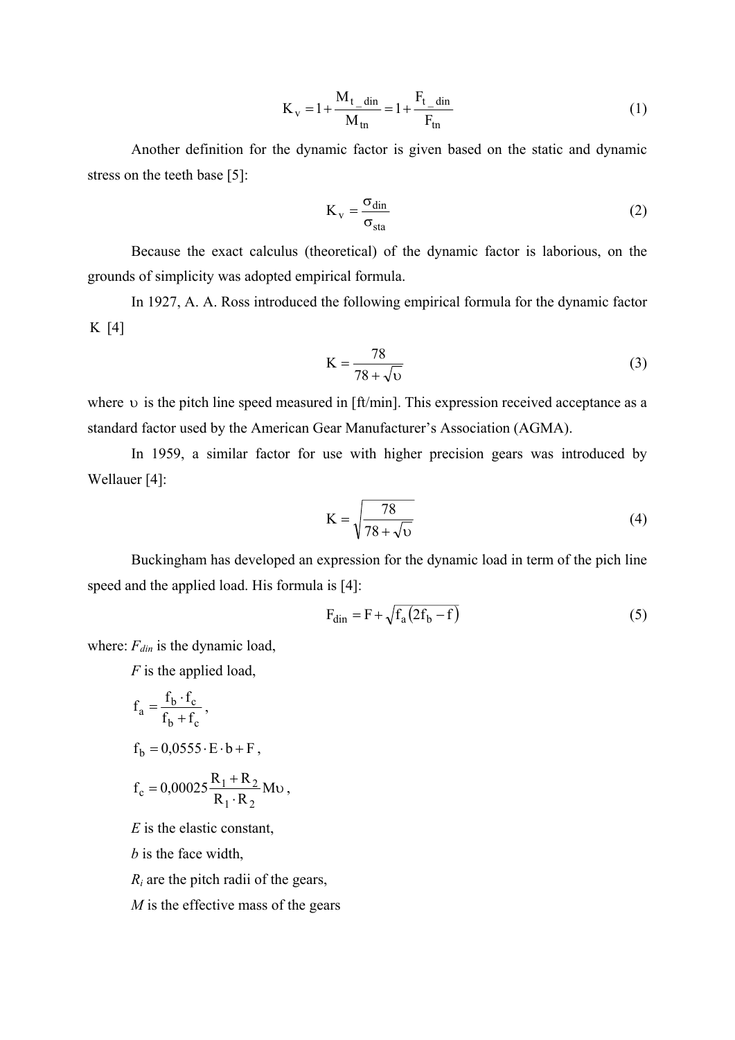$$K_v = 1 + \frac{M_{t\_din}}{M_{tn}} = 1 + \frac{F_{t\_din}}{F_{tn}} \tag{1}$$

Another definition for the dynamic factor is given based on the static and dynamic stress on the teeth base [5]:

$$K_v = \frac{\sigma_{din}}{\sigma_{sta}} \tag{2}$$

Because the exact calculus (theoretical) of the dynamic factor is laborious, on the grounds of simplicity was adopted empirical formula.

In 1927, A. A. Ross introduced the following empirical formula for the dynamic factor $K$ [4]

$$K = \frac{78}{78 + \sqrt{\upsilon}} \tag{3}$$

where $\upsilon$ is the pitch line speed measured in [ft/min]. This expression received acceptance as a standard factor used by the American Gear Manufacturer's Association (AGMA).

In 1959, a similar factor for use with higher precision gears was introduced by Wellauer [4]:

$$K = \sqrt{\frac{78}{78 + \sqrt{\upsilon}}} \tag{4}$$

Buckingham has developed an expression for the dynamic load in term of the pich line speed and the applied load. His formula is [4]:

$$F_{din} = F + \sqrt{f_a\left(2f_b - f\right)} \tag{5}$$

where: $F_{din}$ is the dynamic load,

$F$ is the applied load,

$f_a = \frac{f_b \cdot f_c}{f_b + f_c}$,

$f_b = 0{,}0555 \cdot E \cdot b + F$,

$f_c = 0{,}00025 \frac{R_1 + R_2}{R_1 \cdot R_2} M\upsilon$,

$E$ is the elastic constant,

$b$ is the face width,

$R_i$ are the pitch radii of the gears,

$M$ is the effective mass of the gears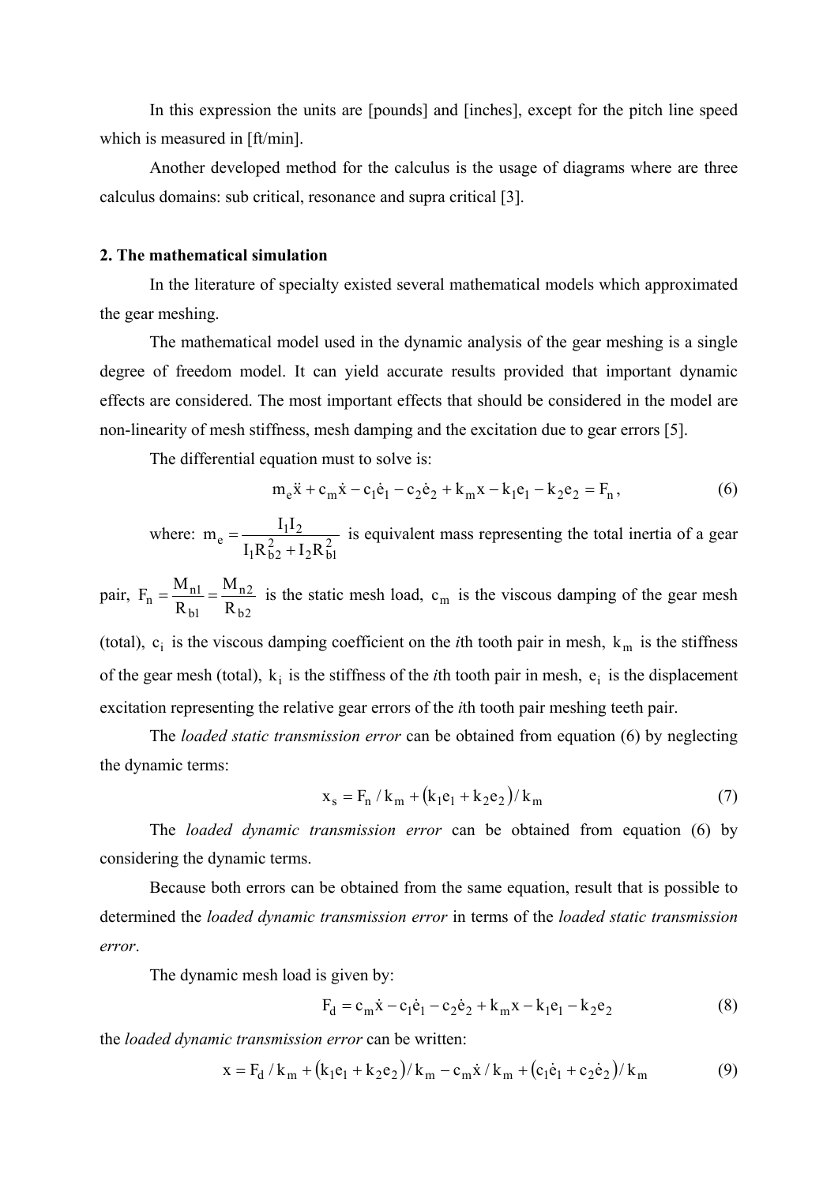In this expression the units are [pounds] and [inches], except for the pitch line speed which is measured in [ft/min].

Another developed method for the calculus is the usage of diagrams where are three calculus domains: sub critical, resonance and supra critical [3].

## 2. The mathematical simulation

In the literature of specialty existed several mathematical models which approximated the gear meshing.

The mathematical model used in the dynamic analysis of the gear meshing is a single degree of freedom model. It can yield accurate results provided that important dynamic effects are considered. The most important effects that should be considered in the model are non-linearity of mesh stiffness, mesh damping and the excitation due to gear errors [5].

The differential equation must to solve is:

$$m_e \ddot{x} + c_m \dot{x} - c_1 \dot{e}_1 - c_2 \dot{e}_2 + k_m x - k_1 e_1 - k_2 e_2 = F_n, \tag{6}$$

where: $m_e = \dfrac{I_1 I_2}{I_1 R_{b2}^2 + I_2 R_{b1}^2}$ is equivalent mass representing the total inertia of a gear pair, $F_n = \dfrac{M_{n1}}{R_{b1}} = \dfrac{M_{n2}}{R_{b2}}$ is the static mesh load, $c_m$ is the viscous damping of the gear mesh (total), $c_i$ is the viscous damping coefficient on the *i*th tooth pair in mesh, $k_m$ is the stiffness of the gear mesh (total), $k_i$ is the stiffness of the *i*th tooth pair in mesh, $e_i$ is the displacement excitation representing the relative gear errors of the *i*th tooth pair meshing teeth pair.

The *loaded static transmission error* can be obtained from equation (6) by neglecting the dynamic terms:

$$x_s = F_n / k_m + \left(k_1 e_1 + k_2 e_2\right) / k_m \tag{7}$$

The *loaded dynamic transmission error* can be obtained from equation (6) by considering the dynamic terms.

Because both errors can be obtained from the same equation, result that is possible to determined the *loaded dynamic transmission error* in terms of the *loaded static transmission error*.

The dynamic mesh load is given by:

$$F_d = c_m \dot{x} - c_1 \dot{e}_1 - c_2 \dot{e}_2 + k_m x - k_1 e_1 - k_2 e_2 \tag{8}$$

the *loaded dynamic transmission error* can be written:

$$x = F_d / k_m + \left(k_1 e_1 + k_2 e_2\right) / k_m - c_m \dot{x} / k_m + \left(c_1 \dot{e}_1 + c_2 \dot{e}_2\right) / k_m \tag{9}$$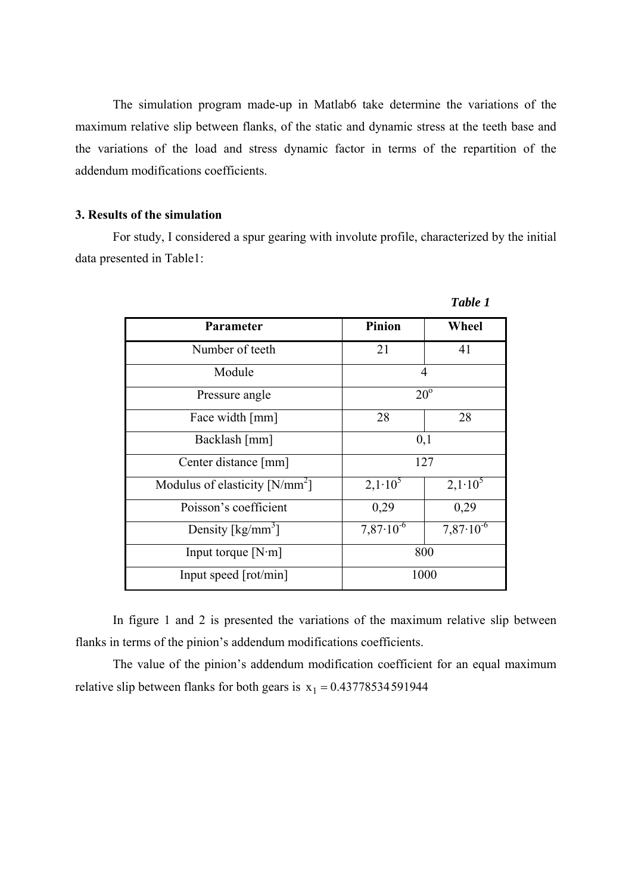The simulation program made-up in Matlab6 take determine the variations of the maximum relative slip between flanks, of the static and dynamic stress at the teeth base and the variations of the load and stress dynamic factor in terms of the repartition of the addendum modifications coefficients.

## 3. Results of the simulation

For study, I considered a spur gearing with involute profile, characterized by the initial data presented in Table1:

***Table 1***

| Parameter | Pinion | Wheel |
|---|---|---|
| Number of teeth | 21 | 41 |
| Module | 4 | |
| Pressure angle | $20^{o}$ | |
| Face width [mm] | 28 | 28 |
| Backlash [mm] | 0,1 | |
| Center distance [mm] | 127 | |
| Modulus of elasticity [N/mm$^2$] | $2,1\cdot10^{5}$ | $2,1\cdot10^{5}$ |
| Poisson's coefficient | 0,29 | 0,29 |
| Density [kg/mm$^3$] | $7,87\cdot10^{-6}$ | $7,87\cdot10^{-6}$ |
| Input torque [N·m] | 800 | |
| Input speed [rot/min] | 1000 | |

In figure 1 and 2 is presented the variations of the maximum relative slip between flanks in terms of the pinion's addendum modifications coefficients.

The value of the pinion's addendum modification coefficient for an equal maximum relative slip between flanks for both gears is $x_1 = 0.43778534591944$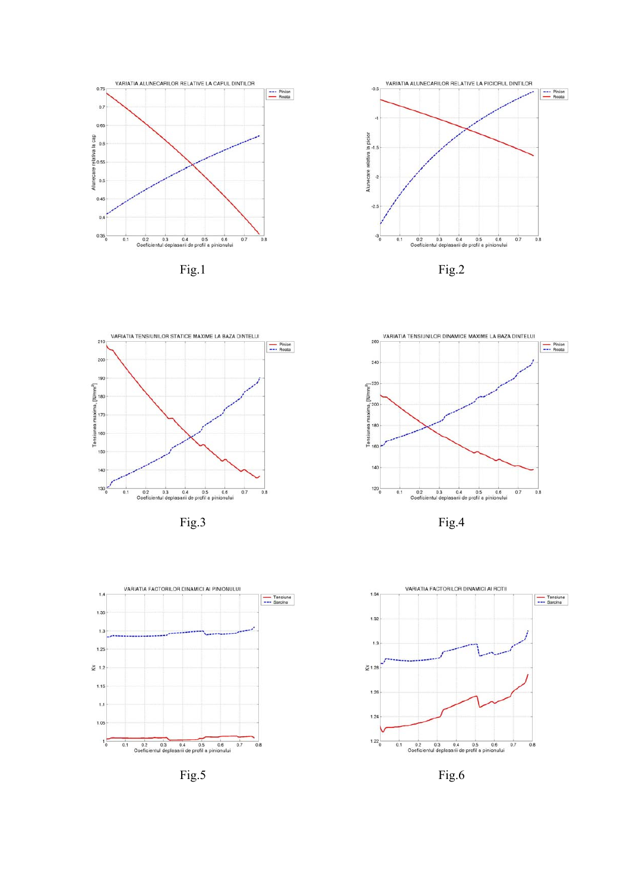Fig.1

Fig.2

Fig.3

Fig.4

Fig.5

Fig.6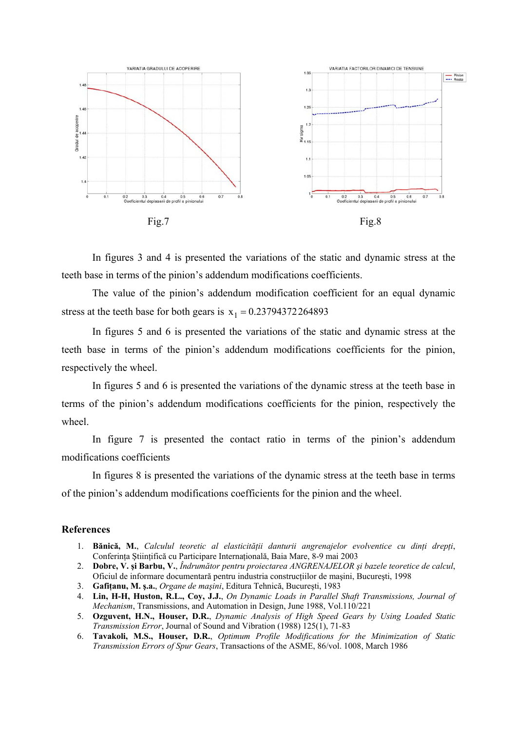VARIATIA GRADULUI DE ACOPERIRE

Gradul de acoperire

1.48

1.46

1.44

1.42

1.4

0 0.1 0.2 0.3 0.4 0.5 0.6 0.7 0.8

Coeficientul deplasarii de profil a pinionului

Fig.7

VARIATIA FACTORILOR DINAMICI DE TENSIUNE

Pinion

Roata

Kv sigma

1.35

1.3

1.25

1.2

1.15

1.1

1.05

1

0 0.1 0.2 0.3 0.4 0.5 0.6 0.7 0.8

Coeficientul deplasarii de profil a pinionului

Fig.8

In figures 3 and 4 is presented the variations of the static and dynamic stress at the teeth base in terms of the pinion's addendum modifications coefficients.

The value of the pinion's addendum modification coefficient for an equal dynamic stress at the teeth base for both gears is $x_1 = 0.23794372264893$

In figures 5 and 6 is presented the variations of the static and dynamic stress at the teeth base in terms of the pinion's addendum modifications coefficients for the pinion, respectively the wheel.

In figures 5 and 6 is presented the variations of the dynamic stress at the teeth base in terms of the pinion's addendum modifications coefficients for the pinion, respectively the wheel.

In figure 7 is presented the contact ratio in terms of the pinion's addendum modifications coefficients

In figures 8 is presented the variations of the dynamic stress at the teeth base in terms of the pinion's addendum modifications coefficients for the pinion and the wheel.

## References

1. **Bănică, M.**, *Calculul teoretic al elasticității danturii angrenajelor evolventice cu dinți drepți*, Conferința Științifică cu Participare Internațională, Baia Mare, 8-9 mai 2003
2. **Dobre, V. și Barbu, V.**, *Îndrumător pentru proiectarea ANGRENAJELOR și bazele teoretice de calcul*, Oficiul de informare documentară pentru industria construcțiilor de mașini, București, 1998
3. **Gafițanu, M. ș.a.**, *Organe de mașini*, Editura Tehnică, București, 1983
4. **Lin, H-H, Huston, R.L., Coy, J.J.**, *On Dynamic Loads in Parallel Shaft Transmissions, Journal of Mechanism*, Transmissions, and Automation in Design, June 1988, Vol.110/221
5. **Ozguvent, H.N., Houser, D.R.**, *Dynamic Analysis of High Speed Gears by Using Loaded Static Transmission Error*, Journal of Sound and Vibration (1988) 125(1), 71-83
6. **Tavakoli, M.S., Houser, D.R.**, *Optimum Profile Modifications for the Minimization of Static Transmission Errors of Spur Gears*, Transactions of the ASME, 86/vol. 1008, March 1986